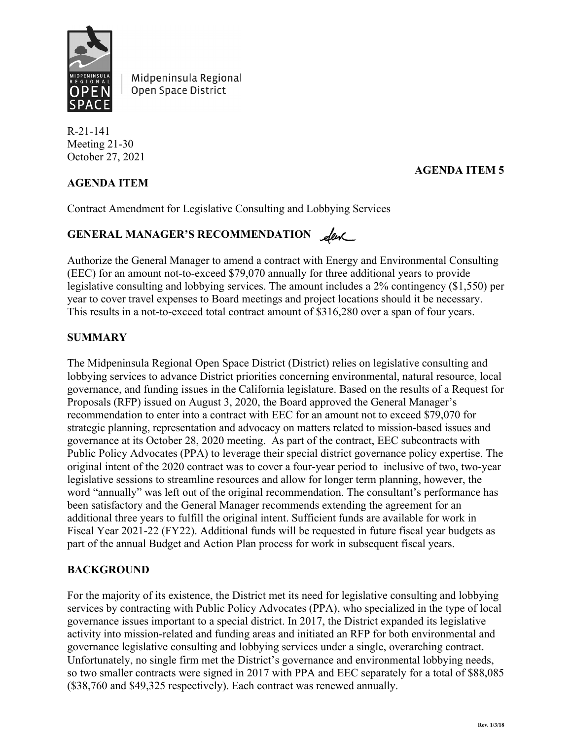Midpeninsula Regional Open Space District

R-21-141
Meeting 21-30
October 27, 2021

**AGENDA ITEM 5**

**AGENDA ITEM**

Contract Amendment for Legislative Consulting and Lobbying Services

**GENERAL MANAGER'S RECOMMENDATION**

Authorize the General Manager to amend a contract with Energy and Environmental Consulting (EEC) for an amount not-to-exceed $79,070 annually for three additional years to provide legislative consulting and lobbying services. The amount includes a 2% contingency ($1,550) per year to cover travel expenses to Board meetings and project locations should it be necessary. This results in a not-to-exceed total contract amount of $316,280 over a span of four years.

**SUMMARY**

The Midpeninsula Regional Open Space District (District) relies on legislative consulting and lobbying services to advance District priorities concerning environmental, natural resource, local governance, and funding issues in the California legislature. Based on the results of a Request for Proposals (RFP) issued on August 3, 2020, the Board approved the General Manager's recommendation to enter into a contract with EEC for an amount not to exceed $79,070 for strategic planning, representation and advocacy on matters related to mission-based issues and governance at its October 28, 2020 meeting. As part of the contract, EEC subcontracts with Public Policy Advocates (PPA) to leverage their special district governance policy expertise. The original intent of the 2020 contract was to cover a four-year period to inclusive of two, two-year legislative sessions to streamline resources and allow for longer term planning, however, the word "annually" was left out of the original recommendation. The consultant's performance has been satisfactory and the General Manager recommends extending the agreement for an additional three years to fulfill the original intent. Sufficient funds are available for work in Fiscal Year 2021-22 (FY22). Additional funds will be requested in future fiscal year budgets as part of the annual Budget and Action Plan process for work in subsequent fiscal years.

**BACKGROUND**

For the majority of its existence, the District met its need for legislative consulting and lobbying services by contracting with Public Policy Advocates (PPA), who specialized in the type of local governance issues important to a special district. In 2017, the District expanded its legislative activity into mission-related and funding areas and initiated an RFP for both environmental and governance legislative consulting and lobbying services under a single, overarching contract. Unfortunately, no single firm met the District's governance and environmental lobbying needs, so two smaller contracts were signed in 2017 with PPA and EEC separately for a total of $88,085 ($38,760 and $49,325 respectively). Each contract was renewed annually.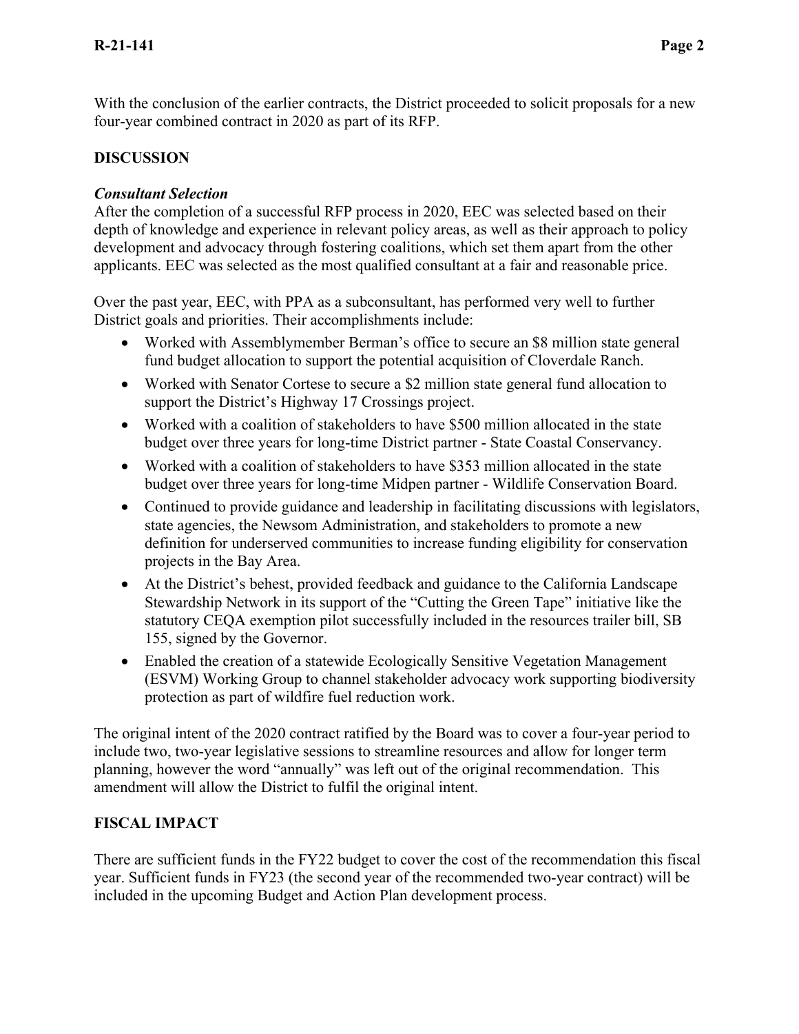With the conclusion of the earlier contracts, the District proceeded to solicit proposals for a new four-year combined contract in 2020 as part of its RFP.

## DISCUSSION

### *Consultant Selection*

After the completion of a successful RFP process in 2020, EEC was selected based on their depth of knowledge and experience in relevant policy areas, as well as their approach to policy development and advocacy through fostering coalitions, which set them apart from the other applicants. EEC was selected as the most qualified consultant at a fair and reasonable price.

Over the past year, EEC, with PPA as a subconsultant, has performed very well to further District goals and priorities. Their accomplishments include:

- Worked with Assemblymember Berman's office to secure an $8 million state general fund budget allocation to support the potential acquisition of Cloverdale Ranch.
- Worked with Senator Cortese to secure a $2 million state general fund allocation to support the District's Highway 17 Crossings project.
- Worked with a coalition of stakeholders to have $500 million allocated in the state budget over three years for long-time District partner - State Coastal Conservancy.
- Worked with a coalition of stakeholders to have $353 million allocated in the state budget over three years for long-time Midpen partner - Wildlife Conservation Board.
- Continued to provide guidance and leadership in facilitating discussions with legislators, state agencies, the Newsom Administration, and stakeholders to promote a new definition for underserved communities to increase funding eligibility for conservation projects in the Bay Area.
- At the District's behest, provided feedback and guidance to the California Landscape Stewardship Network in its support of the "Cutting the Green Tape" initiative like the statutory CEQA exemption pilot successfully included in the resources trailer bill, SB 155, signed by the Governor.
- Enabled the creation of a statewide Ecologically Sensitive Vegetation Management (ESVM) Working Group to channel stakeholder advocacy work supporting biodiversity protection as part of wildfire fuel reduction work.

The original intent of the 2020 contract ratified by the Board was to cover a four-year period to include two, two-year legislative sessions to streamline resources and allow for longer term planning, however the word "annually" was left out of the original recommendation. This amendment will allow the District to fulfil the original intent.

## FISCAL IMPACT

There are sufficient funds in the FY22 budget to cover the cost of the recommendation this fiscal year. Sufficient funds in FY23 (the second year of the recommended two-year contract) will be included in the upcoming Budget and Action Plan development process.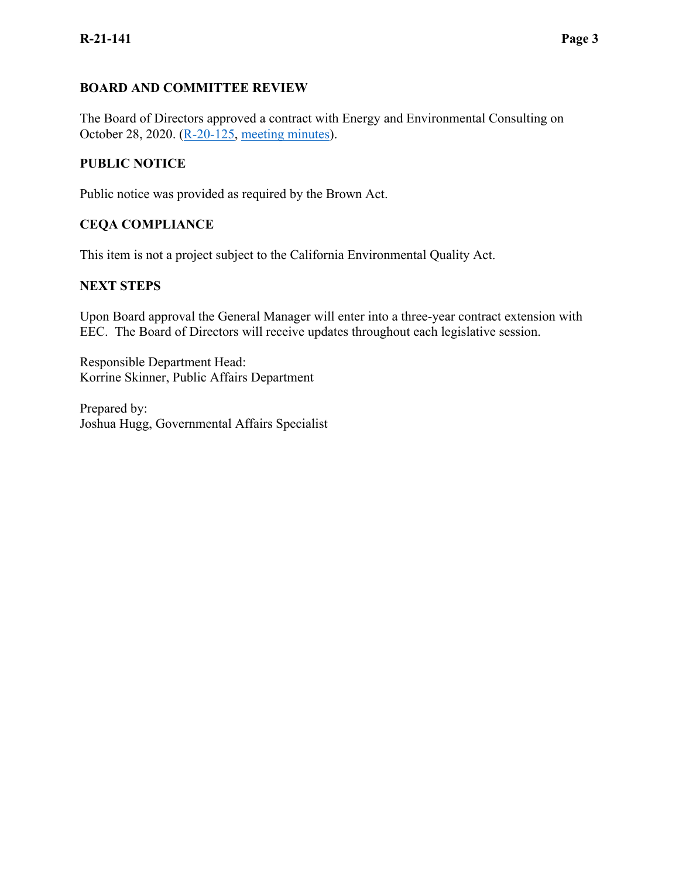## BOARD AND COMMITTEE REVIEW

The Board of Directors approved a contract with Energy and Environmental Consulting on October 28, 2020. (R-20-125, meeting minutes).

## PUBLIC NOTICE

Public notice was provided as required by the Brown Act.

## CEQA COMPLIANCE

This item is not a project subject to the California Environmental Quality Act.

## NEXT STEPS

Upon Board approval the General Manager will enter into a three-year contract extension with EEC. The Board of Directors will receive updates throughout each legislative session.

Responsible Department Head:
Korrine Skinner, Public Affairs Department

Prepared by:
Joshua Hugg, Governmental Affairs Specialist